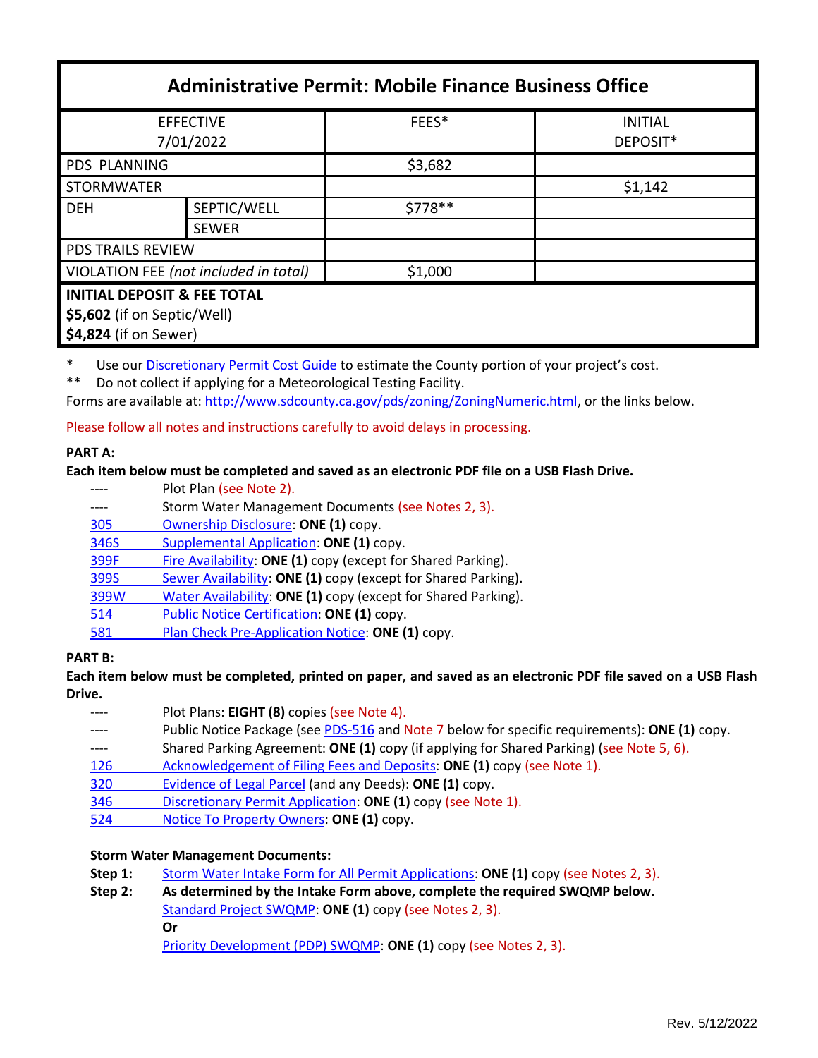# Administrative Permit: Mobile Finance Business Office

| EFFECTIVE 7/01/2022 | | FEES* | INITIAL DEPOSIT* |
|---|---|---|---|
| PDS PLANNING | | $3,682 | |
| STORMWATER | | | $1,142 |
| DEH | SEPTIC/WELL | $778** | |
| | SEWER | | |
| PDS TRAILS REVIEW | | | |
| VIOLATION FEE *(not included in total)* | | $1,000 | |
| **INITIAL DEPOSIT & FEE TOTAL**<br>**$5,602** (if on Septic/Well)<br>**$4,824** (if on Sewer) | | | |

\* Use our Discretionary Permit Cost Guide to estimate the County portion of your project's cost.

\*\* Do not collect if applying for a Meteorological Testing Facility.

Forms are available at: http://www.sdcounty.ca.gov/pds/zoning/ZoningNumeric.html, or the links below.

Please follow all notes and instructions carefully to avoid delays in processing.

**PART A:**

**Each item below must be completed and saved as an electronic PDF file on a USB Flash Drive.**

- ---- Plot Plan (see Note 2).
- ---- Storm Water Management Documents (see Notes 2, 3).
- 305 Ownership Disclosure: **ONE (1)** copy.
- 346S Supplemental Application: **ONE (1)** copy.
- 399F Fire Availability: **ONE (1)** copy (except for Shared Parking).
- 399S Sewer Availability: **ONE (1)** copy (except for Shared Parking).
- 399W Water Availability: **ONE (1)** copy (except for Shared Parking).
- 514 Public Notice Certification: **ONE (1)** copy.
- 581 Plan Check Pre-Application Notice: **ONE (1)** copy.

**PART B:**

**Each item below must be completed, printed on paper, and saved as an electronic PDF file saved on a USB Flash Drive.**

- ---- Plot Plans: **EIGHT (8)** copies (see Note 4).
- ---- Public Notice Package (see PDS-516 and Note 7 below for specific requirements): **ONE (1)** copy.
- ---- Shared Parking Agreement: **ONE (1)** copy (if applying for Shared Parking) (see Note 5, 6).
- 126 Acknowledgement of Filing Fees and Deposits: **ONE (1)** copy (see Note 1).
- 320 Evidence of Legal Parcel (and any Deeds): **ONE (1)** copy.
- 346 Discretionary Permit Application: **ONE (1)** copy (see Note 1).
- 524 Notice To Property Owners: **ONE (1)** copy.

**Storm Water Management Documents:**

**Step 1:** Storm Water Intake Form for All Permit Applications: **ONE (1)** copy (see Notes 2, 3).

**Step 2:** **As determined by the Intake Form above, complete the required SWQMP below.**

Standard Project SWQMP: **ONE (1)** copy (see Notes 2, 3).

**Or**

Priority Development (PDP) SWQMP: **ONE (1)** copy (see Notes 2, 3).

Rev. 5/12/2022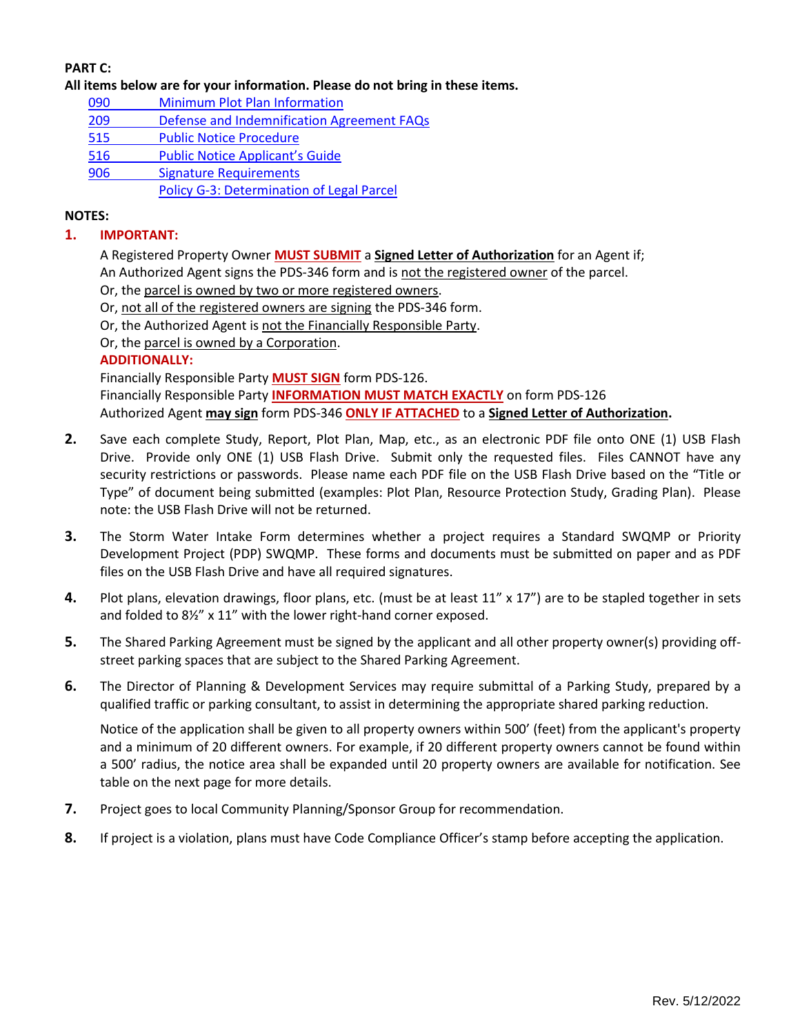**PART C:**

**All items below are for your information. Please do not bring in these items.**

- 090 Minimum Plot Plan Information
- 209 Defense and Indemnification Agreement FAQs
- 515 Public Notice Procedure
- 516 Public Notice Applicant's Guide
- 906 Signature Requirements
- Policy G-3: Determination of Legal Parcel

**NOTES:**

1. **IMPORTANT:**

   A Registered Property Owner **MUST SUBMIT** a **Signed Letter of Authorization** for an Agent if;
   An Authorized Agent signs the PDS-346 form and is not the registered owner of the parcel.
   Or, the parcel is owned by two or more registered owners.
   Or, not all of the registered owners are signing the PDS-346 form.
   Or, the Authorized Agent is not the Financially Responsible Party.
   Or, the parcel is owned by a Corporation.

   **ADDITIONALLY:**

   Financially Responsible Party **MUST SIGN** form PDS-126.
   Financially Responsible Party **INFORMATION MUST MATCH EXACTLY** on form PDS-126
   Authorized Agent **may sign** form PDS-346 **ONLY IF ATTACHED** to a **Signed Letter of Authorization.**

2. Save each complete Study, Report, Plot Plan, Map, etc., as an electronic PDF file onto ONE (1) USB Flash Drive. Provide only ONE (1) USB Flash Drive. Submit only the requested files. Files CANNOT have any security restrictions or passwords. Please name each PDF file on the USB Flash Drive based on the "Title or Type" of document being submitted (examples: Plot Plan, Resource Protection Study, Grading Plan). Please note: the USB Flash Drive will not be returned.

3. The Storm Water Intake Form determines whether a project requires a Standard SWQMP or Priority Development Project (PDP) SWQMP. These forms and documents must be submitted on paper and as PDF files on the USB Flash Drive and have all required signatures.

4. Plot plans, elevation drawings, floor plans, etc. (must be at least 11" x 17") are to be stapled together in sets and folded to 8½" x 11" with the lower right-hand corner exposed.

5. The Shared Parking Agreement must be signed by the applicant and all other property owner(s) providing off-street parking spaces that are subject to the Shared Parking Agreement.

6. The Director of Planning & Development Services may require submittal of a Parking Study, prepared by a qualified traffic or parking consultant, to assist in determining the appropriate shared parking reduction.

   Notice of the application shall be given to all property owners within 500' (feet) from the applicant's property and a minimum of 20 different owners. For example, if 20 different property owners cannot be found within a 500' radius, the notice area shall be expanded until 20 property owners are available for notification. See table on the next page for more details.

7. Project goes to local Community Planning/Sponsor Group for recommendation.

8. If project is a violation, plans must have Code Compliance Officer's stamp before accepting the application.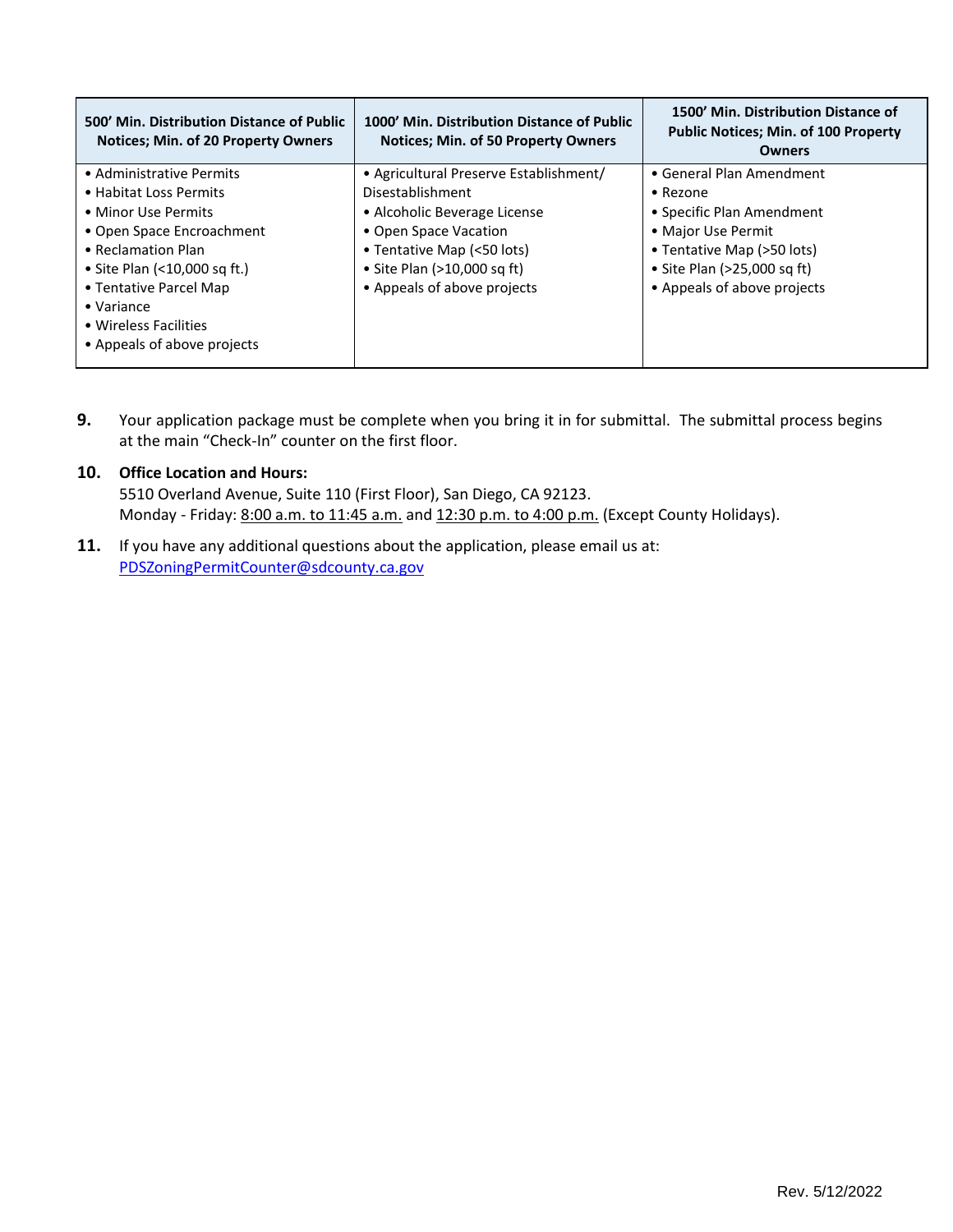| 500' Min. Distribution Distance of Public Notices; Min. of 20 Property Owners | 1000' Min. Distribution Distance of Public Notices; Min. of 50 Property Owners | 1500' Min. Distribution Distance of Public Notices; Min. of 100 Property Owners |
|---|---|---|
| • Administrative Permits<br>• Habitat Loss Permits<br>• Minor Use Permits<br>• Open Space Encroachment<br>• Reclamation Plan<br>• Site Plan (<10,000 sq ft.)<br>• Tentative Parcel Map<br>• Variance<br>• Wireless Facilities<br>• Appeals of above projects | • Agricultural Preserve Establishment/ Disestablishment<br>• Alcoholic Beverage License<br>• Open Space Vacation<br>• Tentative Map (<50 lots)<br>• Site Plan (>10,000 sq ft)<br>• Appeals of above projects | • General Plan Amendment<br>• Rezone<br>• Specific Plan Amendment<br>• Major Use Permit<br>• Tentative Map (>50 lots)<br>• Site Plan (>25,000 sq ft)<br>• Appeals of above projects |

**9.** Your application package must be complete when you bring it in for submittal. The submittal process begins at the main "Check-In" counter on the first floor.

**10. Office Location and Hours:**
5510 Overland Avenue, Suite 110 (First Floor), San Diego, CA 92123.
Monday - Friday: 8:00 a.m. to 11:45 a.m. and 12:30 p.m. to 4:00 p.m. (Except County Holidays).

**11.** If you have any additional questions about the application, please email us at: PDSZoningPermitCounter@sdcounty.ca.gov

Rev. 5/12/2022